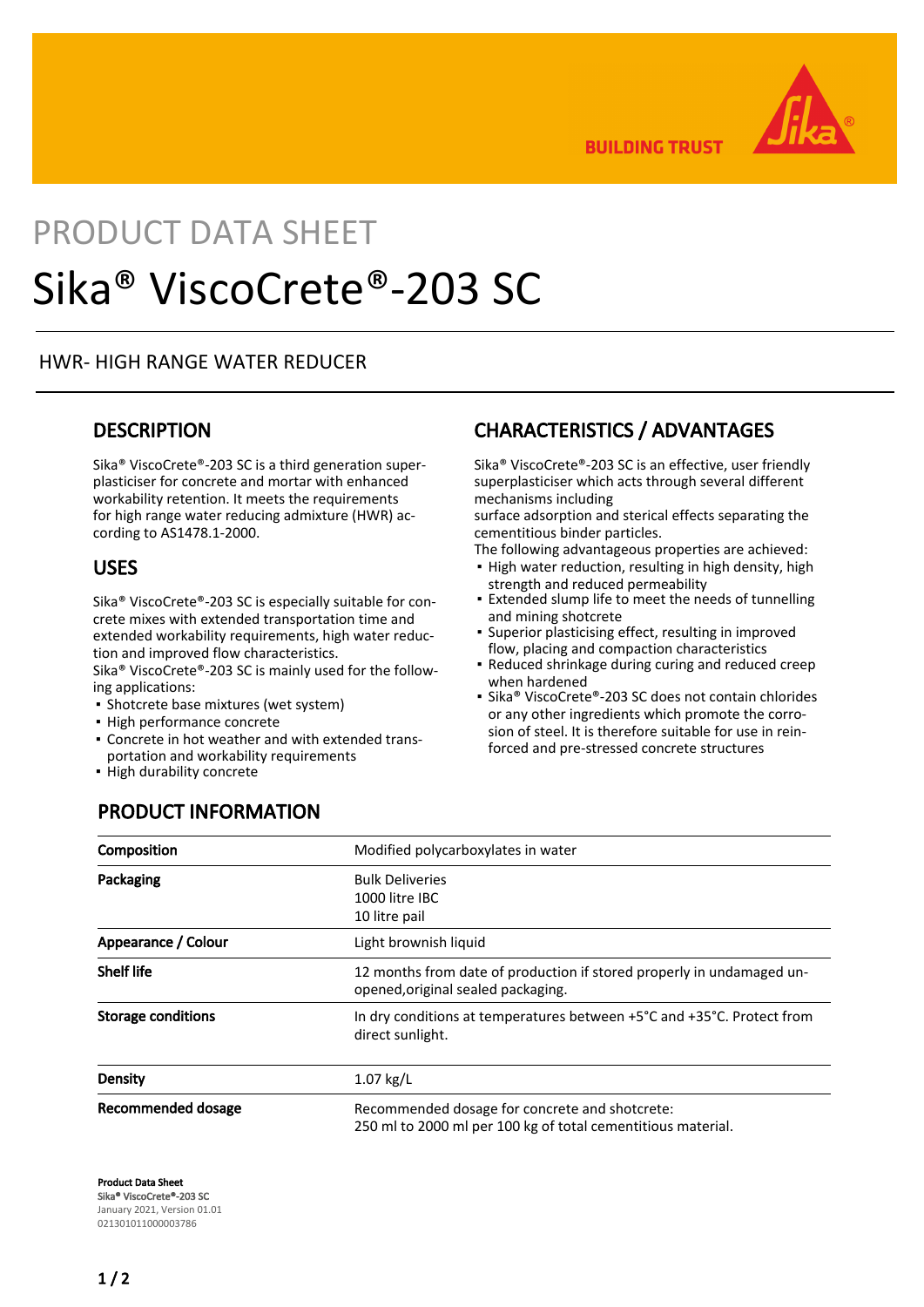PRODUCT DATA SHEET

# Sika® ViscoCrete®-203 SC

HWR- HIGH RANGE WATER REDUCER

## DESCRIPTION

Sika® ViscoCrete®-203 SC is a third generation superplasticiser for concrete and mortar with enhanced workability retention. It meets the requirements for high range water reducing admixture (HWR) according to AS1478.1-2000.

## USES

Sika® ViscoCrete®-203 SC is especially suitable for concrete mixes with extended transportation time and extended workability requirements, high water reduction and improved flow characteristics.
Sika® ViscoCrete®-203 SC is mainly used for the following applications:

- Shotcrete base mixtures (wet system)
- High performance concrete
- Concrete in hot weather and with extended transportation and workability requirements
- High durability concrete

## CHARACTERISTICS / ADVANTAGES

Sika® ViscoCrete®-203 SC is an effective, user friendly superplasticiser which acts through several different mechanisms including
surface adsorption and sterical effects separating the cementitious binder particles.
The following advantageous properties are achieved:

- High water reduction, resulting in high density, high strength and reduced permeability
- Extended slump life to meet the needs of tunnelling and mining shotcrete
- Superior plasticising effect, resulting in improved flow, placing and compaction characteristics
- Reduced shrinkage during curing and reduced creep when hardened
- Sika® ViscoCrete®-203 SC does not contain chlorides or any other ingredients which promote the corrosion of steel. It is therefore suitable for use in reinforced and pre-stressed concrete structures

## PRODUCT INFORMATION

| | |
|---|---|
| **Composition** | Modified polycarboxylates in water |
| **Packaging** | Bulk Deliveries<br>1000 litre IBC<br>10 litre pail |
| **Appearance / Colour** | Light brownish liquid |
| **Shelf life** | 12 months from date of production if stored properly in undamaged unopened,original sealed packaging. |
| **Storage conditions** | In dry conditions at temperatures between +5°C and +35°C. Protect from direct sunlight. |
| **Density** | 1.07 kg/L |
| **Recommended dosage** | Recommended dosage for concrete and shotcrete:<br>250 ml to 2000 ml per 100 kg of total cementitious material. |

**Product Data Sheet**
**Sika® ViscoCrete®-203 SC**
January 2021, Version 01.01
021301011000003786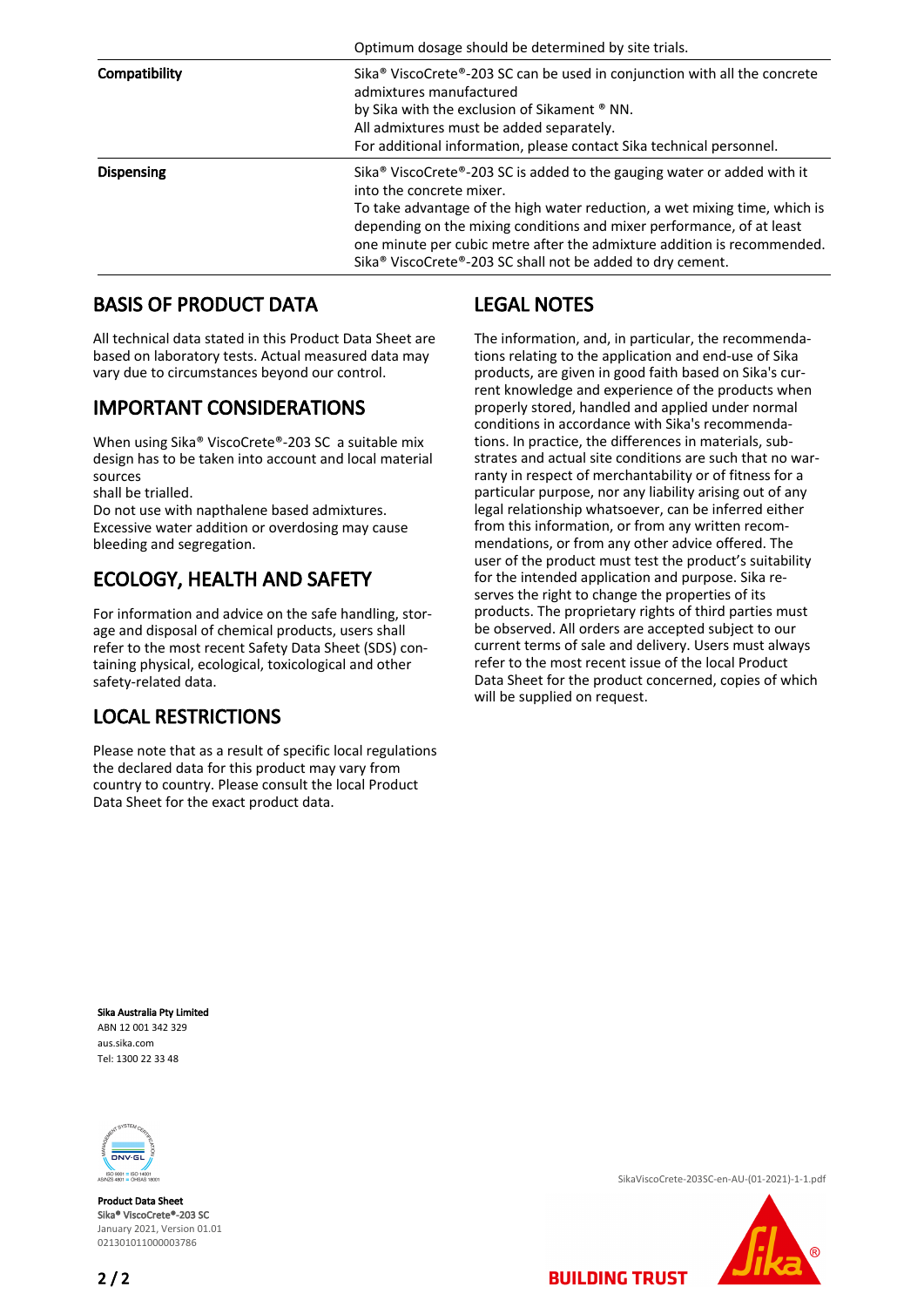| | |
|---|---|
| | Optimum dosage should be determined by site trials. |
| **Compatibility** | Sika® ViscoCrete®-203 SC can be used in conjunction with all the concrete admixtures manufactured by Sika with the exclusion of Sikament ® NN. All admixtures must be added separately. For additional information, please contact Sika technical personnel. |
| **Dispensing** | Sika® ViscoCrete®-203 SC is added to the gauging water or added with it into the concrete mixer. To take advantage of the high water reduction, a wet mixing time, which is depending on the mixing conditions and mixer performance, of at least one minute per cubic metre after the admixture addition is recommended. Sika® ViscoCrete®-203 SC shall not be added to dry cement. |

## BASIS OF PRODUCT DATA

All technical data stated in this Product Data Sheet are based on laboratory tests. Actual measured data may vary due to circumstances beyond our control.

## IMPORTANT CONSIDERATIONS

When using Sika® ViscoCrete®-203 SC a suitable mix design has to be taken into account and local material sources
shall be trialled.
Do not use with napthalene based admixtures.
Excessive water addition or overdosing may cause bleeding and segregation.

## ECOLOGY, HEALTH AND SAFETY

For information and advice on the safe handling, storage and disposal of chemical products, users shall refer to the most recent Safety Data Sheet (SDS) containing physical, ecological, toxicological and other safety-related data.

## LOCAL RESTRICTIONS

Please note that as a result of specific local regulations the declared data for this product may vary from country to country. Please consult the local Product Data Sheet for the exact product data.

## LEGAL NOTES

The information, and, in particular, the recommendations relating to the application and end-use of Sika products, are given in good faith based on Sika's current knowledge and experience of the products when properly stored, handled and applied under normal conditions in accordance with Sika's recommendations. In practice, the differences in materials, substrates and actual site conditions are such that no warranty in respect of merchantability or of fitness for a particular purpose, nor any liability arising out of any legal relationship whatsoever, can be inferred either from this information, or from any written recommendations, or from any other advice offered. The user of the product must test the product's suitability for the intended application and purpose. Sika reserves the right to change the properties of its products. The proprietary rights of third parties must be observed. All orders are accepted subject to our current terms of sale and delivery. Users must always refer to the most recent issue of the local Product Data Sheet for the product concerned, copies of which will be supplied on request.

**Sika Australia Pty Limited**
ABN 12 001 342 329
aus.sika.com
Tel: 1300 22 33 48

**Product Data Sheet**
**Sika® ViscoCrete®-203 SC**
January 2021, Version 01.01
021301011000003786

SikaViscoCrete-203SC-en-AU-(01-2021)-1-1.pdf